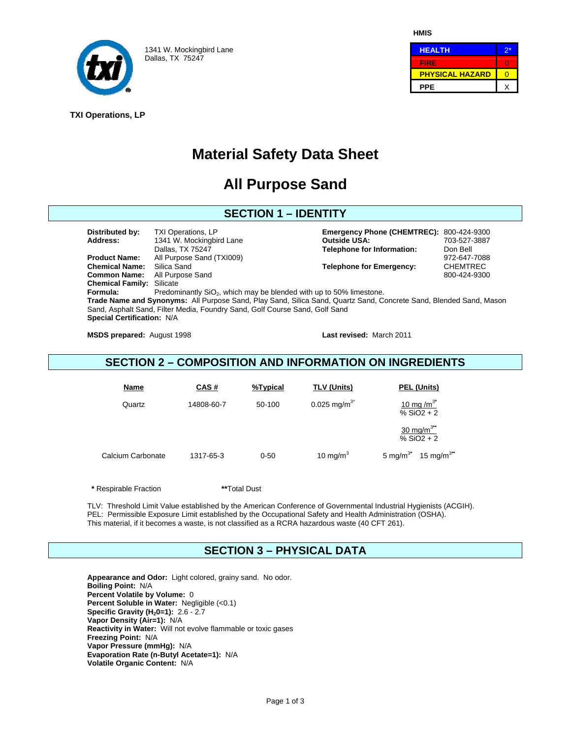1341 W. Mockingbird Lane
Dallas, TX 75247

**TXI Operations, LP**

**HMIS**

| | |
|---|---|
| HEALTH | 2* |
| FIRE | 0 |
| PHYSICAL HAZARD | 0 |
| PPE | X |

# Material Safety Data Sheet

# All Purpose Sand

## SECTION 1 – IDENTITY

**Distributed by:** TXI Operations, LP
**Address:** 1341 W. Mockingbird Lane
Dallas, TX 75247
**Product Name:** All Purpose Sand (TXI009)
**Chemical Name:** Silica Sand
**Common Name:** All Purpose Sand
**Chemical Family:** Silicate

**Emergency Phone (CHEMTREC):** 800-424-9300
**Outside USA:** 703-527-3887
**Telephone for Information:** Don Bell
972-647-7088
**Telephone for Emergency:** CHEMTREC
800-424-9300

**Formula:** Predominantly $SiO_2$, which may be blended with up to 50% limestone.
**Trade Name and Synonyms:** All Purpose Sand, Play Sand, Silica Sand, Quartz Sand, Concrete Sand, Blended Sand, Mason Sand, Asphalt Sand, Filter Media, Foundry Sand, Golf Course Sand, Golf Sand
**Special Certification:** N/A

**MSDS prepared:** August 1998

**Last revised:** March 2011

## SECTION 2 – COMPOSITION AND INFORMATION ON INGREDIENTS

| Name | CAS # | %Typical | TLV (Units) | PEL (Units) |
|---|---|---|---|---|
| Quartz | 14808-60-7 | 50-100 | 0.025 $mg/m^{3*}$ | $\frac{10\ mg/m^{3*}}{\%\ SiO2 + 2}$ <br> $\frac{30\ mg/m^{3**}}{\%\ SiO2 + 2}$ |
| Calcium Carbonate | 1317-65-3 | 0-50 | 10 $mg/m^3$ | 5 $mg/m^{3*}$ 15 $mg/m^{3**}$ |

**\*** Respirable Fraction **\*\***Total Dust

TLV: Threshold Limit Value established by the American Conference of Governmental Industrial Hygienists (ACGIH).
PEL: Permissible Exposure Limit established by the Occupational Safety and Health Administration (OSHA).
This material, if it becomes a waste, is not classified as a RCRA hazardous waste (40 CFT 261).

## SECTION 3 – PHYSICAL DATA

**Appearance and Odor:** Light colored, grainy sand. No odor.
**Boiling Point:** N/A
**Percent Volatile by Volume:** 0
**Percent Soluble in Water:** Negligible (<0.1)
**Specific Gravity ($H_20$=1):** 2.6 - 2.7
**Vapor Density (Air=1):** N/A
**Reactivity in Water:** Will not evolve flammable or toxic gases
**Freezing Point:** N/A
**Vapor Pressure (mmHg):** N/A
**Evaporation Rate (n-Butyl Acetate=1):** N/A
**Volatile Organic Content:** N/A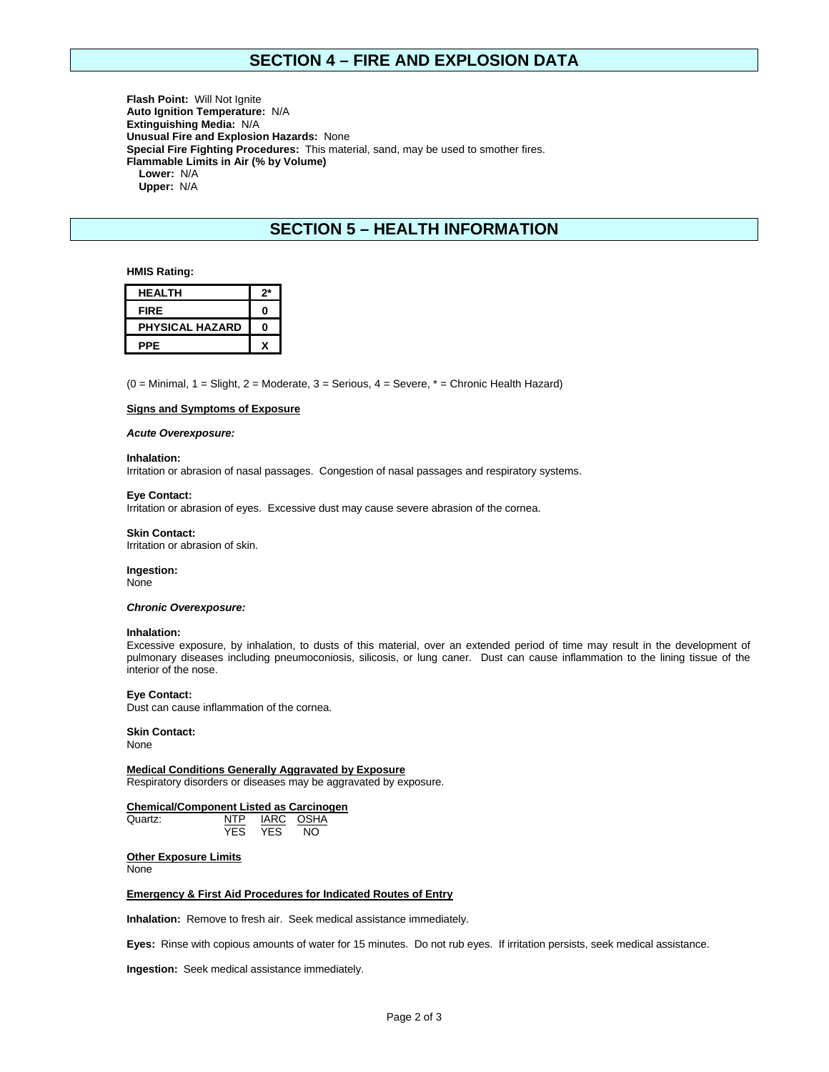## SECTION 4 – FIRE AND EXPLOSION DATA

**Flash Point:** Will Not Ignite
**Auto Ignition Temperature:** N/A
**Extinguishing Media:** N/A
**Unusual Fire and Explosion Hazards:** None
**Special Fire Fighting Procedures:** This material, sand, may be used to smother fires.
**Flammable Limits in Air (% by Volume)**
**Lower:** N/A
**Upper:** N/A

## SECTION 5 – HEALTH INFORMATION

**HMIS Rating:**

| | |
|---|---|
| **HEALTH** | **2*** |
| **FIRE** | **0** |
| **PHYSICAL HAZARD** | **0** |
| **PPE** | **X** |

(0 = Minimal, 1 = Slight, 2 = Moderate, 3 = Serious, 4 = Severe, * = Chronic Health Hazard)

**Signs and Symptoms of Exposure**

***Acute Overexposure:***

**Inhalation:**
Irritation or abrasion of nasal passages. Congestion of nasal passages and respiratory systems.

**Eye Contact:**
Irritation or abrasion of eyes. Excessive dust may cause severe abrasion of the cornea.

**Skin Contact:**
Irritation or abrasion of skin.

**Ingestion:**
None

***Chronic Overexposure:***

**Inhalation:**
Excessive exposure, by inhalation, to dusts of this material, over an extended period of time may result in the development of pulmonary diseases including pneumoconiosis, silicosis, or lung caner. Dust can cause inflammation to the lining tissue of the interior of the nose.

**Eye Contact:**
Dust can cause inflammation of the cornea.

**Skin Contact:**
None

**Medical Conditions Generally Aggravated by Exposure**
Respiratory disorders or diseases may be aggravated by exposure.

**Chemical/Component Listed as Carcinogen**

| | NTP | IARC | OSHA |
|---|---|---|---|
| Quartz: | YES | YES | NO |

**Other Exposure Limits**
None

**Emergency & First Aid Procedures for Indicated Routes of Entry**

**Inhalation:** Remove to fresh air. Seek medical assistance immediately.

**Eyes:** Rinse with copious amounts of water for 15 minutes. Do not rub eyes. If irritation persists, seek medical assistance.

**Ingestion:** Seek medical assistance immediately.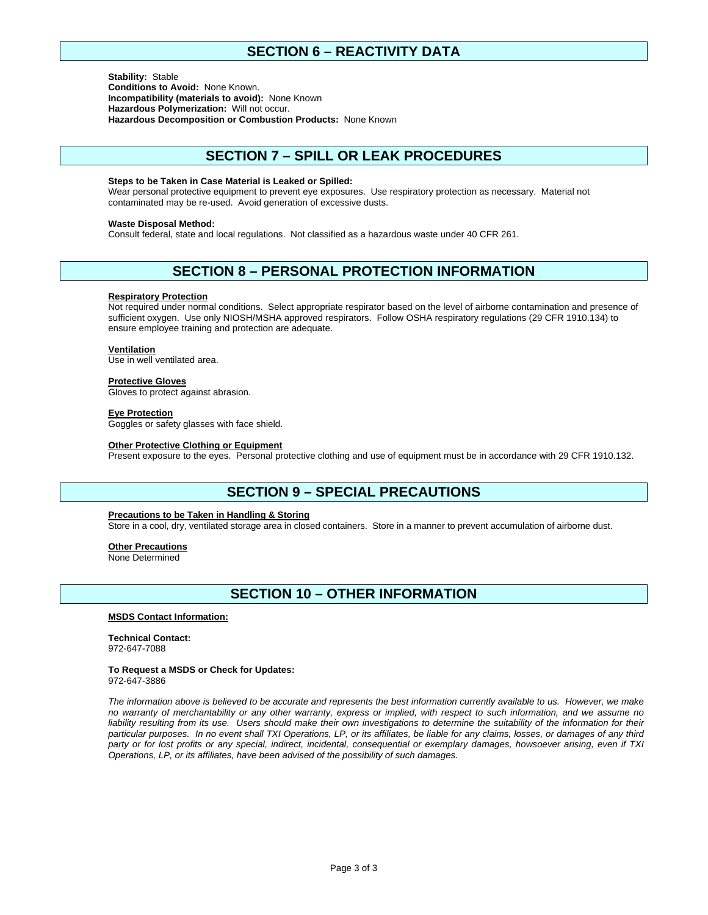## SECTION 6 – REACTIVITY DATA

**Stability:** Stable
**Conditions to Avoid:** None Known.
**Incompatibility (materials to avoid):** None Known
**Hazardous Polymerization:** Will not occur.
**Hazardous Decomposition or Combustion Products:** None Known

## SECTION 7 – SPILL OR LEAK PROCEDURES

**Steps to be Taken in Case Material is Leaked or Spilled:**
Wear personal protective equipment to prevent eye exposures. Use respiratory protection as necessary. Material not contaminated may be re-used. Avoid generation of excessive dusts.

**Waste Disposal Method:**
Consult federal, state and local regulations. Not classified as a hazardous waste under 40 CFR 261.

## SECTION 8 – PERSONAL PROTECTION INFORMATION

**Respiratory Protection**
Not required under normal conditions. Select appropriate respirator based on the level of airborne contamination and presence of sufficient oxygen. Use only NIOSH/MSHA approved respirators. Follow OSHA respiratory regulations (29 CFR 1910.134) to ensure employee training and protection are adequate.

**Ventilation**
Use in well ventilated area.

**Protective Gloves**
Gloves to protect against abrasion.

**Eye Protection**
Goggles or safety glasses with face shield.

**Other Protective Clothing or Equipment**
Present exposure to the eyes. Personal protective clothing and use of equipment must be in accordance with 29 CFR 1910.132.

## SECTION 9 – SPECIAL PRECAUTIONS

**Precautions to be Taken in Handling & Storing**
Store in a cool, dry, ventilated storage area in closed containers. Store in a manner to prevent accumulation of airborne dust.

**Other Precautions**
None Determined

## SECTION 10 – OTHER INFORMATION

**MSDS Contact Information:**

**Technical Contact:**
972-647-7088

**To Request a MSDS or Check for Updates:**
972-647-3886

*The information above is believed to be accurate and represents the best information currently available to us. However, we make no warranty of merchantability or any other warranty, express or implied, with respect to such information, and we assume no liability resulting from its use. Users should make their own investigations to determine the suitability of the information for their particular purposes. In no event shall TXI Operations, LP, or its affiliates, be liable for any claims, losses, or damages of any third party or for lost profits or any special, indirect, incidental, consequential or exemplary damages, howsoever arising, even if TXI Operations, LP, or its affiliates, have been advised of the possibility of such damages.*